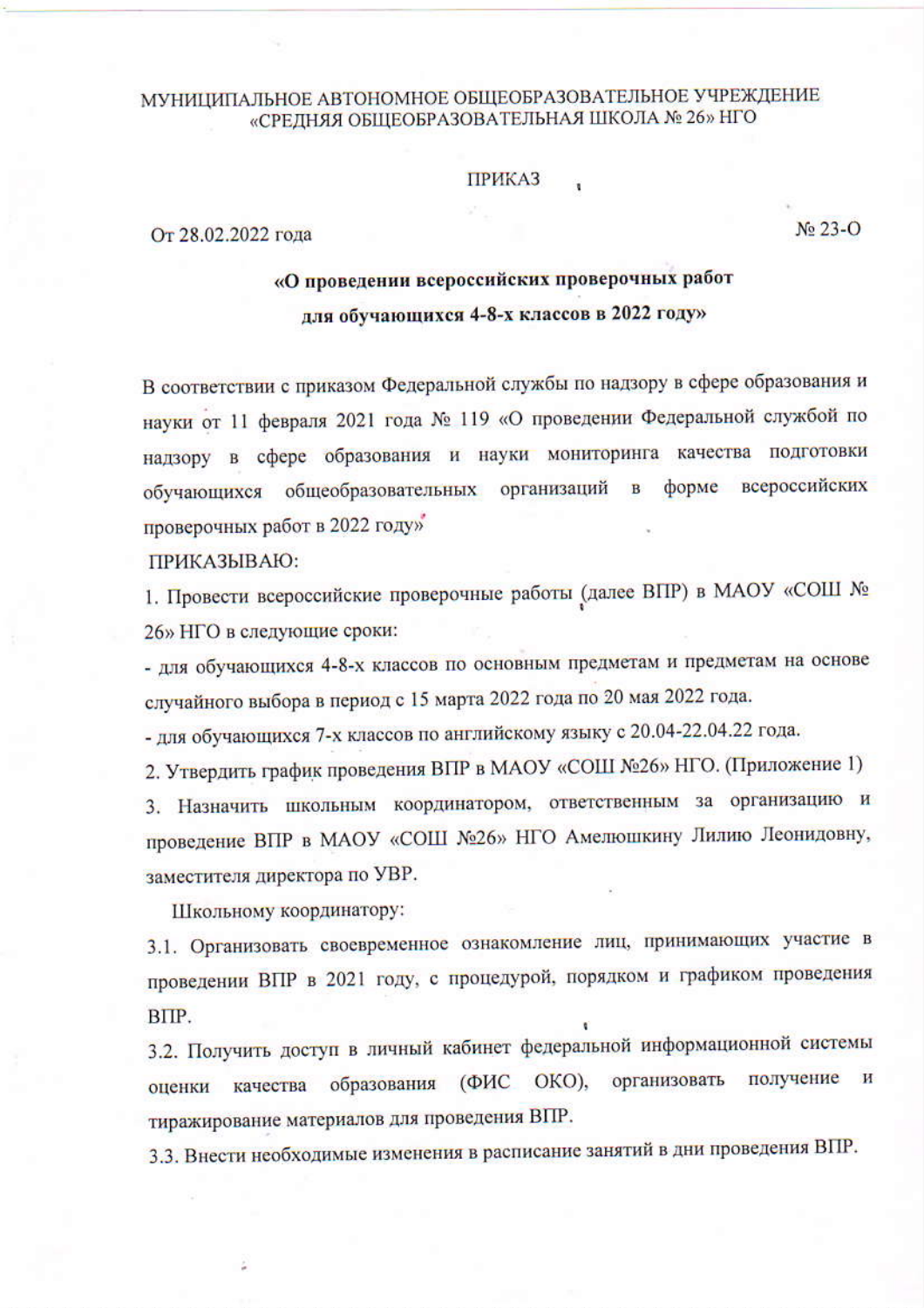МУНИЦИПАЛЬНОЕ АВТОНОМНОЕ ОБЩЕОБРАЗОВАТЕЛЬНОЕ УЧРЕЖДЕНИЕ «СРЕДНЯЯ ОБЩЕОБРАЗОВАТЕЛЬНАЯ ШКОЛА № 26» НГО

ПРИКАЗ

От 28.02.2022 года № 23-О

**«О проведении всероссийских проверочных работ для обучающихся 4-8-х классов в 2022 году»**

В соответствии с приказом Федеральной службы по надзору в сфере образования и науки от 11 февраля 2021 года № 119 «О проведении Федеральной службой по надзору в сфере образования и науки мониторинга качества подготовки обучающихся общеобразовательных организаций в форме всероссийских проверочных работ в 2022 году»

ПРИКАЗЫВАЮ:

1. Провести всероссийские проверочные работы (далее ВПР) в МАОУ «СОШ № 26» НГО в следующие сроки:

- для обучающихся 4-8-х классов по основным предметам и предметам на основе случайного выбора в период с 15 марта 2022 года по 20 мая 2022 года.
- для обучающихся 7-х классов по английскому языку с 20.04-22.04.22 года.

2. Утвердить график проведения ВПР в МАОУ «СОШ №26» НГО. (Приложение 1)

3. Назначить школьным координатором, ответственным за организацию и проведение ВПР в МАОУ «СОШ №26» НГО Амелюшкину Лилию Леонидовну, заместителя директора по УВР.

Школьному координатору:

3.1. Организовать своевременное ознакомление лиц, принимающих участие в проведении ВПР в 2021 году, с процедурой, порядком и графиком проведения ВПР.

3.2. Получить доступ в личный кабинет федеральной информационной системы оценки качества образования (ФИС ОКО), организовать получение и тиражирование материалов для проведения ВПР.

3.3. Внести необходимые изменения в расписание занятий в дни проведения ВПР.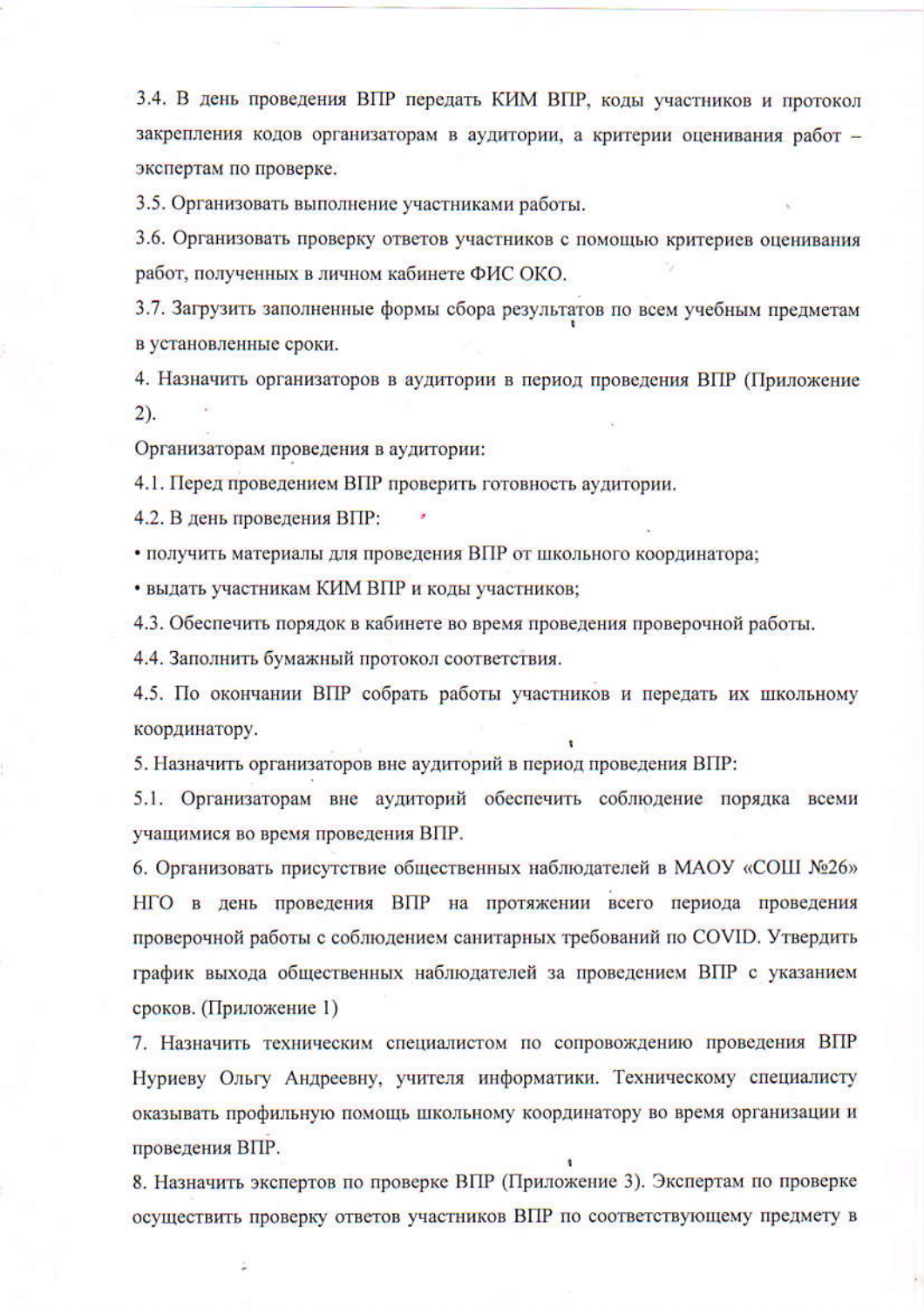3.4. В день проведения ВПР передать КИМ ВПР, коды участников и протокол закрепления кодов организаторам в аудитории, а критерии оценивания работ – экспертам по проверке.

3.5. Организовать выполнение участниками работы.

3.6. Организовать проверку ответов участников с помощью критериев оценивания работ, полученных в личном кабинете ФИС ОКО.

3.7. Загрузить заполненные формы сбора результатов по всем учебным предметам в установленные сроки.

4. Назначить организаторов в аудитории в период проведения ВПР (Приложение 2).

Организаторам проведения в аудитории:

4.1. Перед проведением ВПР проверить готовность аудитории.

4.2. В день проведения ВПР:

- получить материалы для проведения ВПР от школьного координатора;
- выдать участникам КИМ ВПР и коды участников;

4.3. Обеспечить порядок в кабинете во время проведения проверочной работы.

4.4. Заполнить бумажный протокол соответствия.

4.5. По окончании ВПР собрать работы участников и передать их школьному координатору.

5. Назначить организаторов вне аудиторий в период проведения ВПР:

5.1. Организаторам вне аудиторий обеспечить соблюдение порядка всеми учащимися во время проведения ВПР.

6. Организовать присутствие общественных наблюдателей в МАОУ «СОШ №26» НГО в день проведения ВПР на протяжении всего периода проведения проверочной работы с соблюдением санитарных требований по COVID. Утвердить график выхода общественных наблюдателей за проведением ВПР с указанием сроков. (Приложение 1)

7. Назначить техническим специалистом по сопровождению проведения ВПР Нуриеву Ольгу Андреевну, учителя информатики. Техническому специалисту оказывать профильную помощь школьному координатору во время организации и проведения ВПР.

8. Назначить экспертов по проверке ВПР (Приложение 3). Экспертам по проверке осуществить проверку ответов участников ВПР по соответствующему предмету в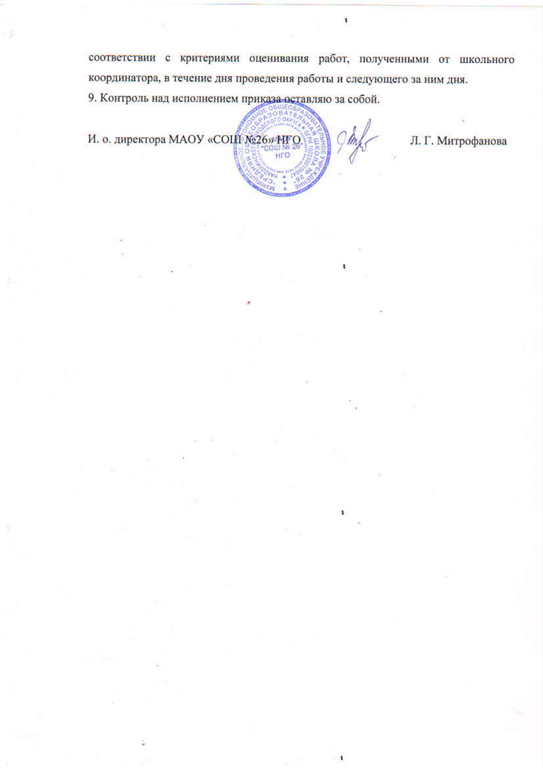соответствии с критериями оценивания работ, полученными от школьного координатора, в течение дня проведения работы и следующего за ним дня.

9. Контроль над исполнением приказа оставляю за собой.

И. о. директора МАОУ «СОШ №26» НГО Л. Г. Митрофанова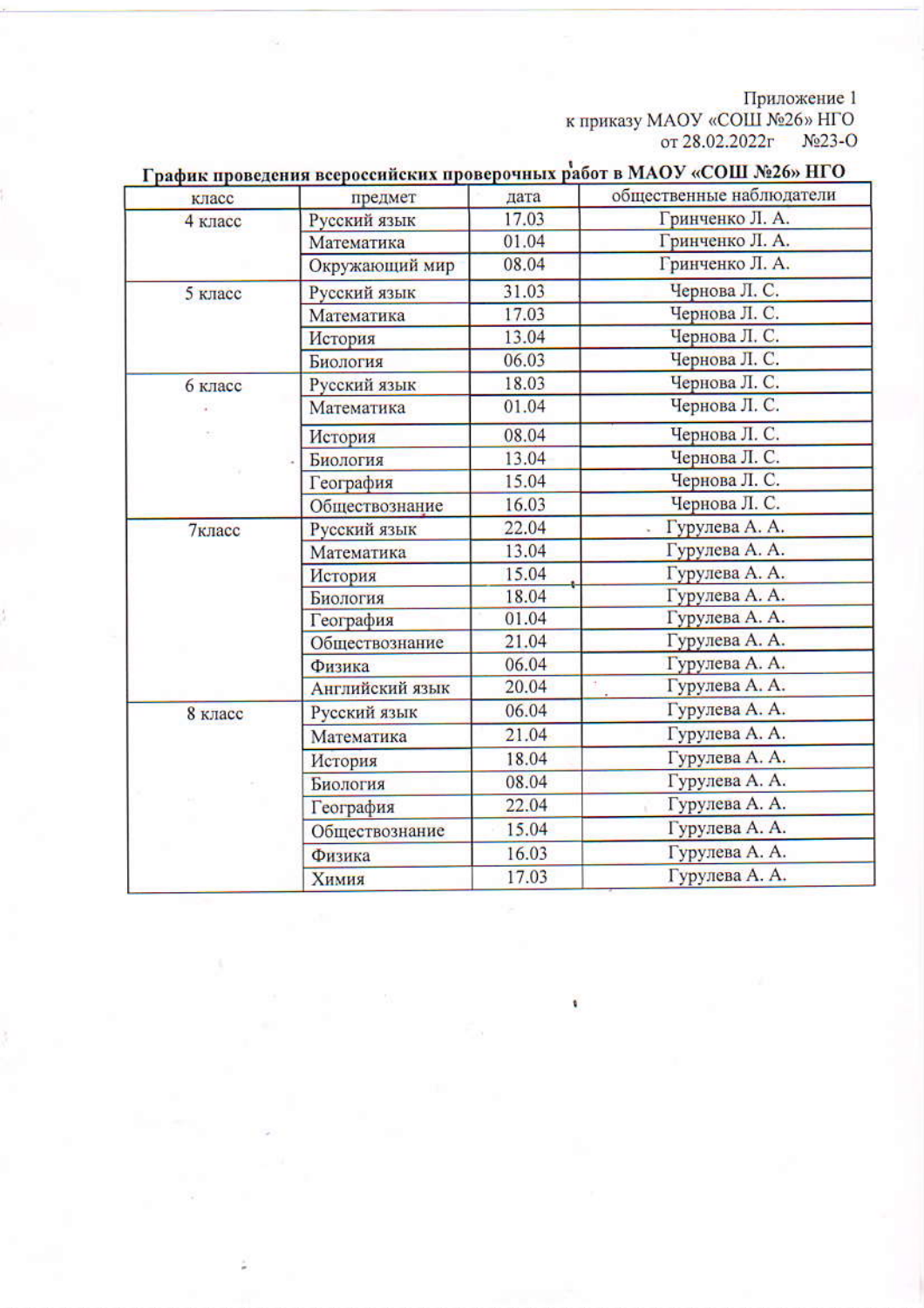Приложение 1
к приказу МАОУ «СОШ №26» НГО
от 28.02.2022г №23-О

**График проведения всероссийских проверочных работ в МАОУ «СОШ №26» НГО**

| класс | предмет | дата | общественные наблюдатели |
|---|---|---|---|
| 4 класс | Русский язык | 17.03 | Гринченко Л. А. |
| | Математика | 01.04 | Гринченко Л. А. |
| | Окружающий мир | 08.04 | Гринченко Л. А. |
| 5 класс | Русский язык | 31.03 | Чернова Л. С. |
| | Математика | 17.03 | Чернова Л. С. |
| | История | 13.04 | Чернова Л. С. |
| | Биология | 06.03 | Чернова Л. С. |
| 6 класс | Русский язык | 18.03 | Чернова Л. С. |
| | Математика | 01.04 | Чернова Л. С. |
| | История | 08.04 | Чернова Л. С. |
| | Биология | 13.04 | Чернова Л. С. |
| | География | 15.04 | Чернова Л. С. |
| | Обществознание | 16.03 | Чернова Л. С. |
| 7класс | Русский язык | 22.04 | Гурулева А. А. |
| | Математика | 13.04 | Гурулева А. А. |
| | История | 15.04 | Гурулева А. А. |
| | Биология | 18.04 | Гурулева А. А. |
| | География | 01.04 | Гурулева А. А. |
| | Обществознание | 21.04 | Гурулева А. А. |
| | Физика | 06.04 | Гурулева А. А. |
| | Английский язык | 20.04 | Гурулева А. А. |
| 8 класс | Русский язык | 06.04 | Гурулева А. А. |
| | Математика | 21.04 | Гурулева А. А. |
| | История | 18.04 | Гурулева А. А. |
| | Биология | 08.04 | Гурулева А. А. |
| | География | 22.04 | Гурулева А. А. |
| | Обществознание | 15.04 | Гурулева А. А. |
| | Физика | 16.03 | Гурулева А. А. |
| | Химия | 17.03 | Гурулева А. А. |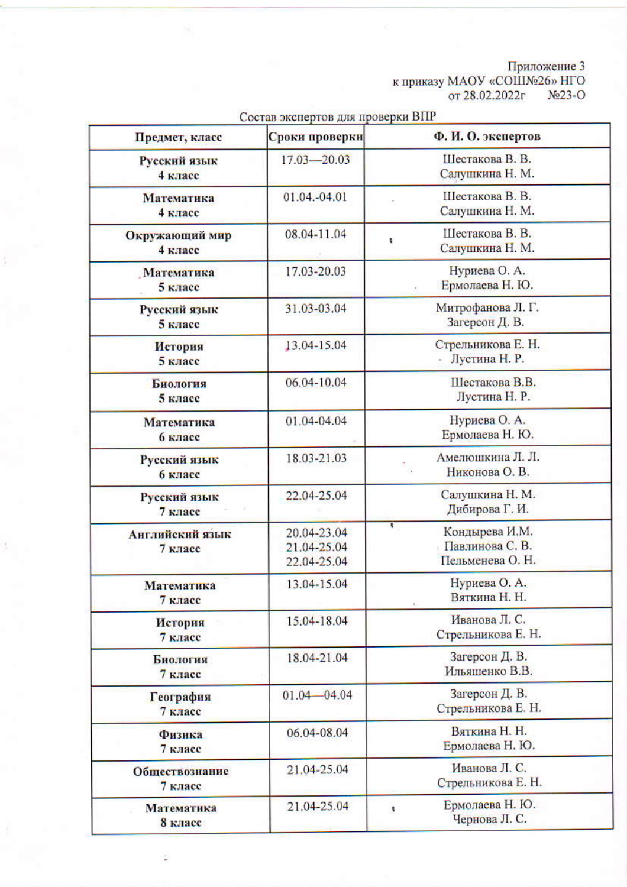Приложение 3
к приказу МАОУ «СОШ№26» НГО
от 28.02.2022г №23-О

Состав экспертов для проверки ВПР

| Предмет, класс | Сроки проверки | Ф. И. О. экспертов |
|---|---|---|
| **Русский язык 4 класс** | 17.03—20.03 | Шестакова В. В.<br>Салушкина Н. М. |
| **Математика 4 класс** | 01.04.-04.01 | Шестакова В. В.<br>Салушкина Н. М. |
| **Окружающий мир 4 класс** | 08.04-11.04 | Шестакова В. В.<br>Салушкина Н. М. |
| **Математика 5 класс** | 17.03-20.03 | Нуриева О. А.<br>Ермолаева Н. Ю. |
| **Русский язык 5 класс** | 31.03-03.04 | Митрофанова Л. Г.<br>Загерсон Д. В. |
| **История 5 класс** | 13.04-15.04 | Стрельникова Е. Н.<br>Лустина Н. Р. |
| **Биология 5 класс** | 06.04-10.04 | Шестакова В.В.<br>Лустина Н. Р. |
| **Математика 6 класс** | 01.04-04.04 | Нуриева О. А.<br>Ермолаева Н. Ю. |
| **Русский язык 6 класс** | 18.03-21.03 | Амелюшкина Л. Л.<br>Никонова О. В. |
| **Русский язык 7 класс** | 22.04-25.04 | Салушкина Н. М.<br>Дибирова Г. И. |
| **Английский язык 7 класс** | 20.04-23.04<br>21.04-25.04<br>22.04-25.04 | Кондырева И.М.<br>Павлинова С. В.<br>Пельменева О. Н. |
| **Математика 7 класс** | 13.04-15.04 | Нуриева О. А.<br>Вяткина Н. Н. |
| **История 7 класс** | 15.04-18.04 | Иванова Л. С.<br>Стрельникова Е. Н. |
| **Биология 7 класс** | 18.04-21.04 | Загерсон Д. В.<br>Ильяшенко В.В. |
| **География 7 класс** | 01.04—04.04 | Загерсон Д. В.<br>Стрельникова Е. Н. |
| **Физика 7 класс** | 06.04-08.04 | Вяткина Н. Н.<br>Ермолаева Н. Ю. |
| **Обществознание 7 класс** | 21.04-25.04 | Иванова Л. С.<br>Стрельникова Е. Н. |
| **Математика 8 класс** | 21.04-25.04 | Ермолаева Н. Ю.<br>Чернова Л. С. |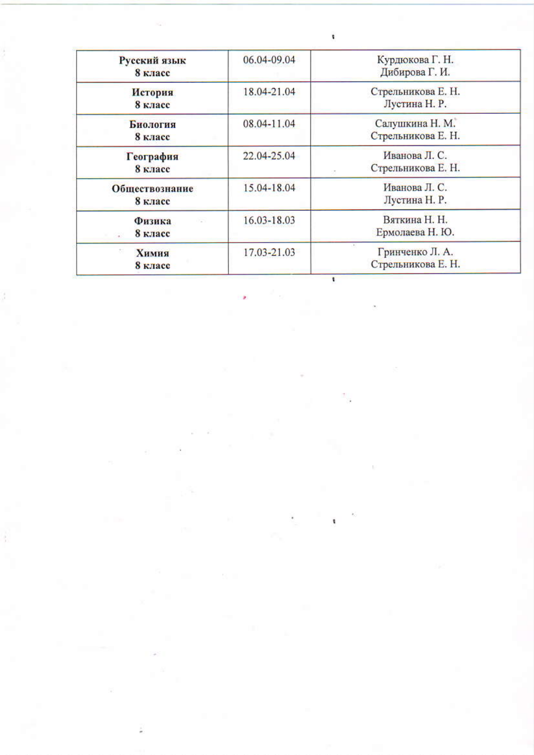| | | |
|---|---|---|
| **Русский язык**<br>**8 класс** | 06.04-09.04 | Курдюкова Г. Н.<br>Дибирова Г. И. |
| **История**<br>**8 класс** | 18.04-21.04 | Стрельникова Е. Н.<br>Лустина Н. Р. |
| **Биология**<br>**8 класс** | 08.04-11.04 | Салушкина Н. М.<br>Стрельникова Е. Н. |
| **География**<br>**8 класс** | 22.04-25.04 | Иванова Л. С.<br>Стрельникова Е. Н. |
| **Обществознание**<br>**8 класс** | 15.04-18.04 | Иванова Л. С.<br>Лустина Н. Р. |
| **Физика**<br>**8 класс** | 16.03-18.03 | Вяткина Н. Н.<br>Ермолаева Н. Ю. |
| **Химия**<br>**8 класс** | 17.03-21.03 | Гринченко Л. А.<br>Стрельникова Е. Н. |